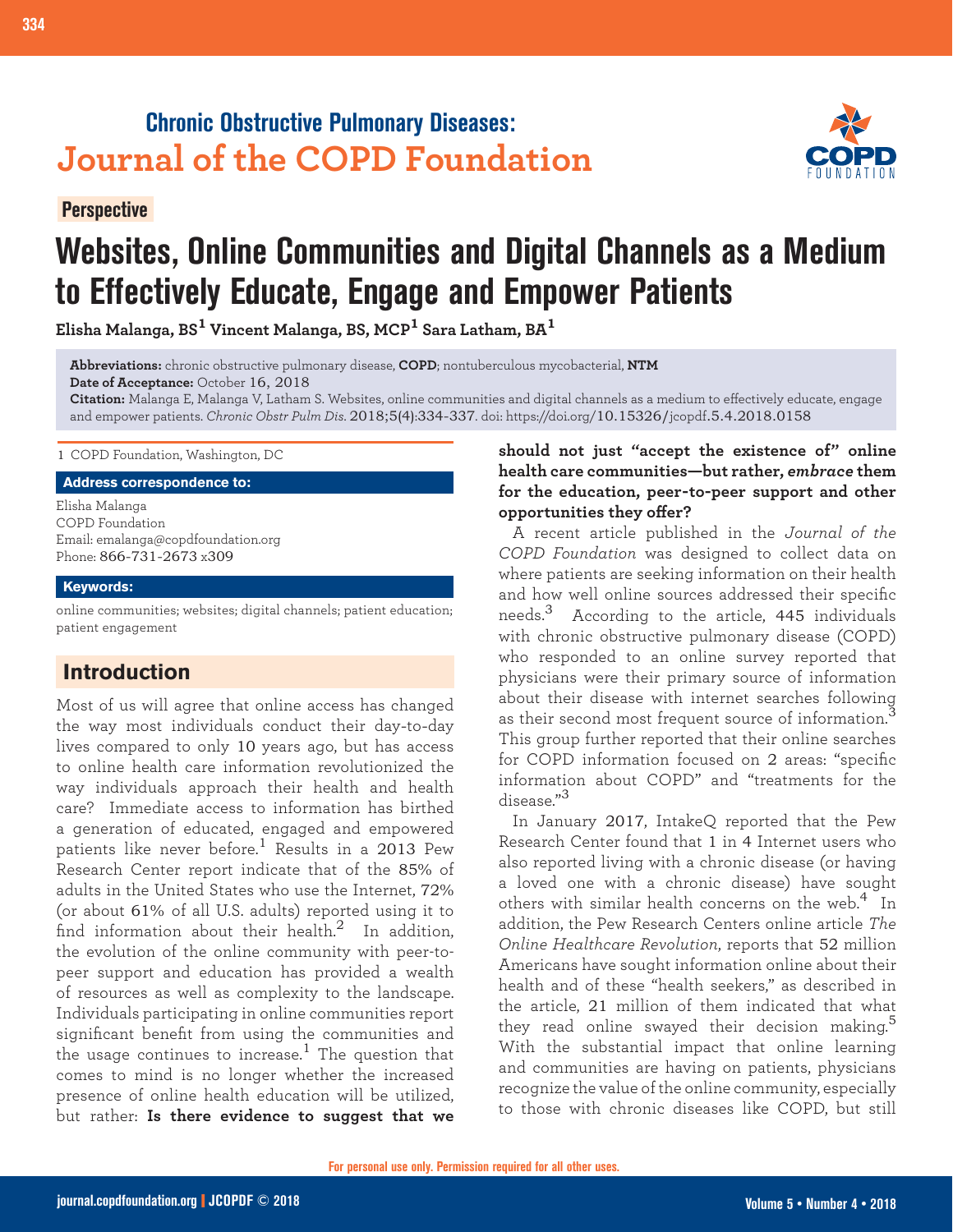Chronic Obstructive Pulmonary Diseases:
Journal of the COPD Foundation

**Perspective**

# Websites, Online Communities and Digital Channels as a Medium to Effectively Educate, Engage and Empower Patients

**Elisha Malanga, BS[1] Vincent Malanga, BS, MCP[1] Sara Latham, BA[1]**

**Abbreviations:** chronic obstructive pulmonary disease, **COPD**; nontuberculous mycobacterial, **NTM**
**Date of Acceptance:** October 16, 2018
**Citation:** Malanga E, Malanga V, Latham S. Websites, online communities and digital channels as a medium to effectively educate, engage and empower patients. *Chronic Obstr Pulm Dis.* 2018;5(4):334-337. doi: https://doi.org/10.15326/jcopdf.5.4.2018.0158

1 COPD Foundation, Washington, DC

**Address correspondence to:**

Elisha Malanga
COPD Foundation
Email: emalanga@copdfoundation.org
Phone: 866-731-2673 x309

**Keywords:**

online communities; websites; digital channels; patient education; patient engagement

## Introduction

Most of us will agree that online access has changed the way most individuals conduct their day-to-day lives compared to only 10 years ago, but has access to online health care information revolutionized the way individuals approach their health and health care? Immediate access to information has birthed a generation of educated, engaged and empowered patients like never before.[1] Results in a 2013 Pew Research Center report indicate that of the 85% of adults in the United States who use the Internet, 72% (or about 61% of all U.S. adults) reported using it to find information about their health.[2] In addition, the evolution of the online community with peer-to-peer support and education has provided a wealth of resources as well as complexity to the landscape. Individuals participating in online communities report significant benefit from using the communities and the usage continues to increase.[1] The question that comes to mind is no longer whether the increased presence of online health education will be utilized, but rather: **Is there evidence to suggest that we should not just "accept the existence of" online health care communities—but rather, *embrace* them for the education, peer-to-peer support and other opportunities they offer?**

A recent article published in the *Journal of the COPD Foundation* was designed to collect data on where patients are seeking information on their health and how well online sources addressed their specific needs.[3] According to the article, 445 individuals with chronic obstructive pulmonary disease (COPD) who responded to an online survey reported that physicians were their primary source of information about their disease with internet searches following as their second most frequent source of information.[3] This group further reported that their online searches for COPD information focused on 2 areas: "specific information about COPD" and "treatments for the disease."[3]

In January 2017, IntakeQ reported that the Pew Research Center found that 1 in 4 Internet users who also reported living with a chronic disease (or having a loved one with a chronic disease) have sought others with similar health concerns on the web.[4] In addition, the Pew Research Centers online article *The Online Healthcare Revolution*, reports that 52 million Americans have sought information online about their health and of these "health seekers," as described in the article, 21 million of them indicated that what they read online swayed their decision making.[5] With the substantial impact that online learning and communities are having on patients, physicians recognize the value of the online community, especially to those with chronic diseases like COPD, but still

For personal use only. Permission required for all other uses.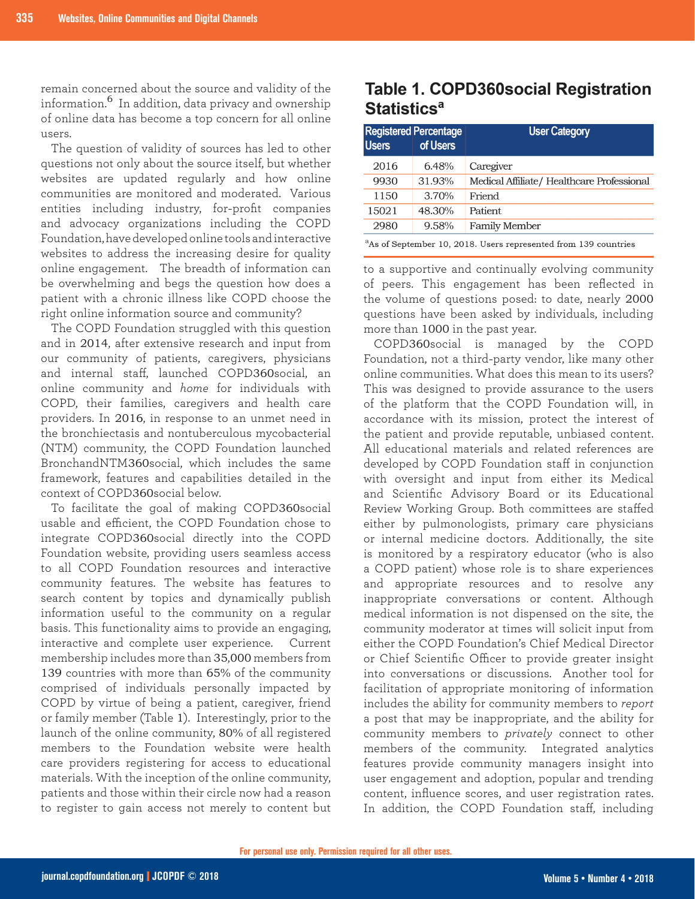remain concerned about the source and validity of the information.[6] In addition, data privacy and ownership of online data has become a top concern for all online users.

The question of validity of sources has led to other questions not only about the source itself, but whether websites are updated regularly and how online communities are monitored and moderated. Various entities including industry, for-profit companies and advocacy organizations including the COPD Foundation, have developed online tools and interactive websites to address the increasing desire for quality online engagement. The breadth of information can be overwhelming and begs the question how does a patient with a chronic illness like COPD choose the right online information source and community?

The COPD Foundation struggled with this question and in 2014, after extensive research and input from our community of patients, caregivers, physicians and internal staff, launched COPD360social, an online community and *home* for individuals with COPD, their families, caregivers and health care providers. In 2016, in response to an unmet need in the bronchiectasis and nontuberculous mycobacterial (NTM) community, the COPD Foundation launched BronchandNTM360social, which includes the same framework, features and capabilities detailed in the context of COPD360social below.

To facilitate the goal of making COPD360social usable and efficient, the COPD Foundation chose to integrate COPD360social directly into the COPD Foundation website, providing users seamless access to all COPD Foundation resources and interactive community features. The website has features to search content by topics and dynamically publish information useful to the community on a regular basis. This functionality aims to provide an engaging, interactive and complete user experience. Current membership includes more than 35,000 members from 139 countries with more than 65% of the community comprised of individuals personally impacted by COPD by virtue of being a patient, caregiver, friend or family member (Table 1). Interestingly, prior to the launch of the online community, 80% of all registered members to the Foundation website were health care providers registering for access to educational materials. With the inception of the online community, patients and those within their circle now had a reason to register to gain access not merely to content but to a supportive and continually evolving community of peers. This engagement has been reflected in the volume of questions posed: to date, nearly 2000 questions have been asked by individuals, including more than 1000 in the past year.

## Table 1. COPD360social Registration Statistics[a]

| Registered Users | Percentage of Users | User Category |
|---|---|---|
| 2016 | 6.48% | Caregiver |
| 9930 | 31.93% | Medical Affiliate/ Healthcare Professional |
| 1150 | 3.70% | Friend |
| 15021 | 48.30% | Patient |
| 2980 | 9.58% | Family Member |

[a]As of September 10, 2018. Users represented from 139 countries

COPD360social is managed by the COPD Foundation, not a third-party vendor, like many other online communities. What does this mean to its users? This was designed to provide assurance to the users of the platform that the COPD Foundation will, in accordance with its mission, protect the interest of the patient and provide reputable, unbiased content. All educational materials and related references are developed by COPD Foundation staff in conjunction with oversight and input from either its Medical and Scientific Advisory Board or its Educational Review Working Group. Both committees are staffed either by pulmonologists, primary care physicians or internal medicine doctors. Additionally, the site is monitored by a respiratory educator (who is also a COPD patient) whose role is to share experiences and appropriate resources and to resolve any inappropriate conversations or content. Although medical information is not dispensed on the site, the community moderator at times will solicit input from either the COPD Foundation's Chief Medical Director or Chief Scientific Officer to provide greater insight into conversations or discussions. Another tool for facilitation of appropriate monitoring of information includes the ability for community members to *report* a post that may be inappropriate, and the ability for community members to *privately* connect to other members of the community. Integrated analytics features provide community managers insight into user engagement and adoption, popular and trending content, influence scores, and user registration rates. In addition, the COPD Foundation staff, including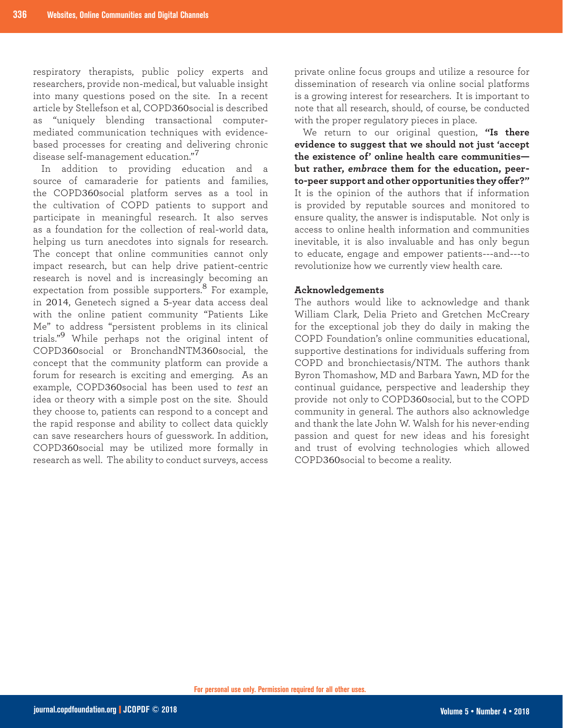respiratory therapists, public policy experts and researchers, provide non-medical, but valuable insight into many questions posed on the site. In a recent article by Stellefson et al, COPD360social is described as "uniquely blending transactional computer-mediated communication techniques with evidence-based processes for creating and delivering chronic disease self-management education."[7]

In addition to providing education and a source of camaraderie for patients and families, the COPD360social platform serves as a tool in the cultivation of COPD patients to support and participate in meaningful research. It also serves as a foundation for the collection of real-world data, helping us turn anecdotes into signals for research. The concept that online communities cannot only impact research, but can help drive patient-centric research is novel and is increasingly becoming an expectation from possible supporters.[8] For example, in 2014, Genetech signed a 5-year data access deal with the online patient community "Patients Like Me" to address "persistent problems in its clinical trials."[9] While perhaps not the original intent of COPD360social or BronchandNTM360social, the concept that the community platform can provide a forum for research is exciting and emerging. As an example, COPD360social has been used to *test* an idea or theory with a simple post on the site. Should they choose to, patients can respond to a concept and the rapid response and ability to collect data quickly can save researchers hours of guesswork. In addition, COPD360social may be utilized more formally in research as well. The ability to conduct surveys, access private online focus groups and utilize a resource for dissemination of research via online social platforms is a growing interest for researchers. It is important to note that all research, should, of course, be conducted with the proper regulatory pieces in place.

We return to our original question, **"Is there evidence to suggest that we should not just 'accept the existence of' online health care communities—but rather, *embrace* them for the education, peer-to-peer support and other opportunities they offer?"** It is the opinion of the authors that if information is provided by reputable sources and monitored to ensure quality, the answer is indisputable. Not only is access to online health information and communities inevitable, it is also invaluable and has only begun to educate, engage and empower patients---and---to revolutionize how we currently view health care.

#### Acknowledgements

The authors would like to acknowledge and thank William Clark, Delia Prieto and Gretchen McCreary for the exceptional job they do daily in making the COPD Foundation's online communities educational, supportive destinations for individuals suffering from COPD and bronchiectasis/NTM. The authors thank Byron Thomashow, MD and Barbara Yawn, MD for the continual guidance, perspective and leadership they provide not only to COPD360social, but to the COPD community in general. The authors also acknowledge and thank the late John W. Walsh for his never-ending passion and quest for new ideas and his foresight and trust of evolving technologies which allowed COPD360social to become a reality.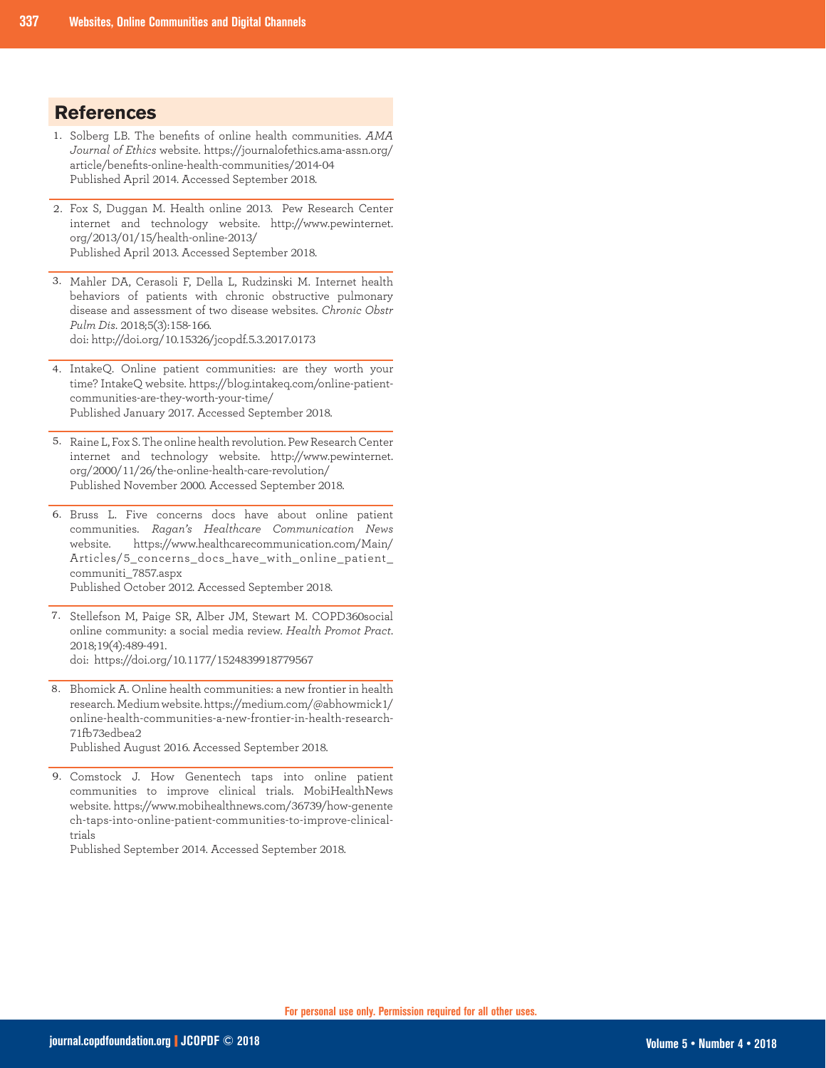## References

1. Solberg LB. The benefits of online health communities. *AMA Journal of Ethics* website. https://journalofethics.ama-assn.org/article/benefits-online-health-communities/2014-04 Published April 2014. Accessed September 2018.

2. Fox S, Duggan M. Health online 2013. Pew Research Center internet and technology website. http://www.pewinternet.org/2013/01/15/health-online-2013/ Published April 2013. Accessed September 2018.

3. Mahler DA, Cerasoli F, Della L, Rudzinski M. Internet health behaviors of patients with chronic obstructive pulmonary disease and assessment of two disease websites. *Chronic Obstr Pulm Dis*. 2018;5(3):158-166. doi: http://doi.org/10.15326/jcopdf.5.3.2017.0173

4. IntakeQ. Online patient communities: are they worth your time? IntakeQ website. https://blog.intakeq.com/online-patient-communities-are-they-worth-your-time/ Published January 2017. Accessed September 2018.

5. Raine L, Fox S. The online health revolution. Pew Research Center internet and technology website. http://www.pewinternet.org/2000/11/26/the-online-health-care-revolution/ Published November 2000. Accessed September 2018.

6. Bruss L. Five concerns docs have about online patient communities. *Ragan's Healthcare Communication News* website. https://www.healthcarecommunication.com/Main/Articles/5_concerns_docs_have_with_online_patient_communiti_7857.aspx Published October 2012. Accessed September 2018.

7. Stellefson M, Paige SR, Alber JM, Stewart M. COPD360social online community: a social media review. *Health Promot Pract*. 2018;19(4):489-491. doi: https://doi.org/10.1177/1524839918779567

8. Bhomick A. Online health communities: a new frontier in health research. Medium website. https://medium.com/@abhowmick1/online-health-communities-a-new-frontier-in-health-research-71fb73edbea2 Published August 2016. Accessed September 2018.

9. Comstock J. How Genentech taps into online patient communities to improve clinical trials. MobiHealthNews website. https://www.mobihealthnews.com/36739/how-genentech-taps-into-online-patient-communities-to-improve-clinical-trials Published September 2014. Accessed September 2018.

For personal use only. Permission required for all other uses.